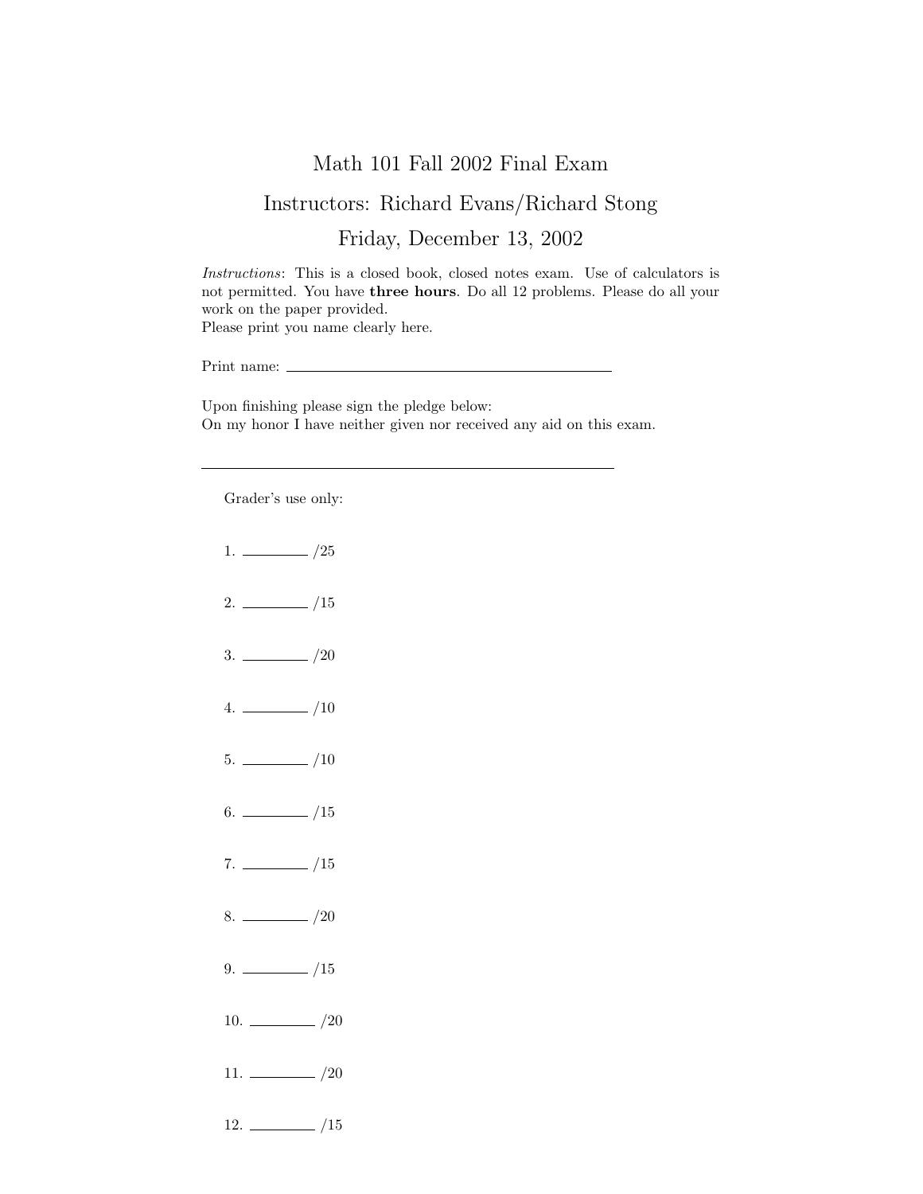# Math 101 Fall 2002 Final Exam

## Instructors: Richard Evans/Richard Stong

## Friday, December 13, 2002

*Instructions*: This is a closed book, closed notes exam. Use of calculators is not permitted. You have **three hours**. Do all 12 problems. Please do all your work on the paper provided.
Please print you name clearly here.

Print name: ______________________________

Upon finishing please sign the pledge below:
On my honor I have neither given nor received any aid on this exam.

______________________________

Grader's use only:

1. ________ /25

2. ________ /15

3. ________ /20

4. ________ /10

5. ________ /10

6. ________ /15

7. ________ /15

8. ________ /20

9. ________ /15

10. ________ /20

11. ________ /20

12. ________ /15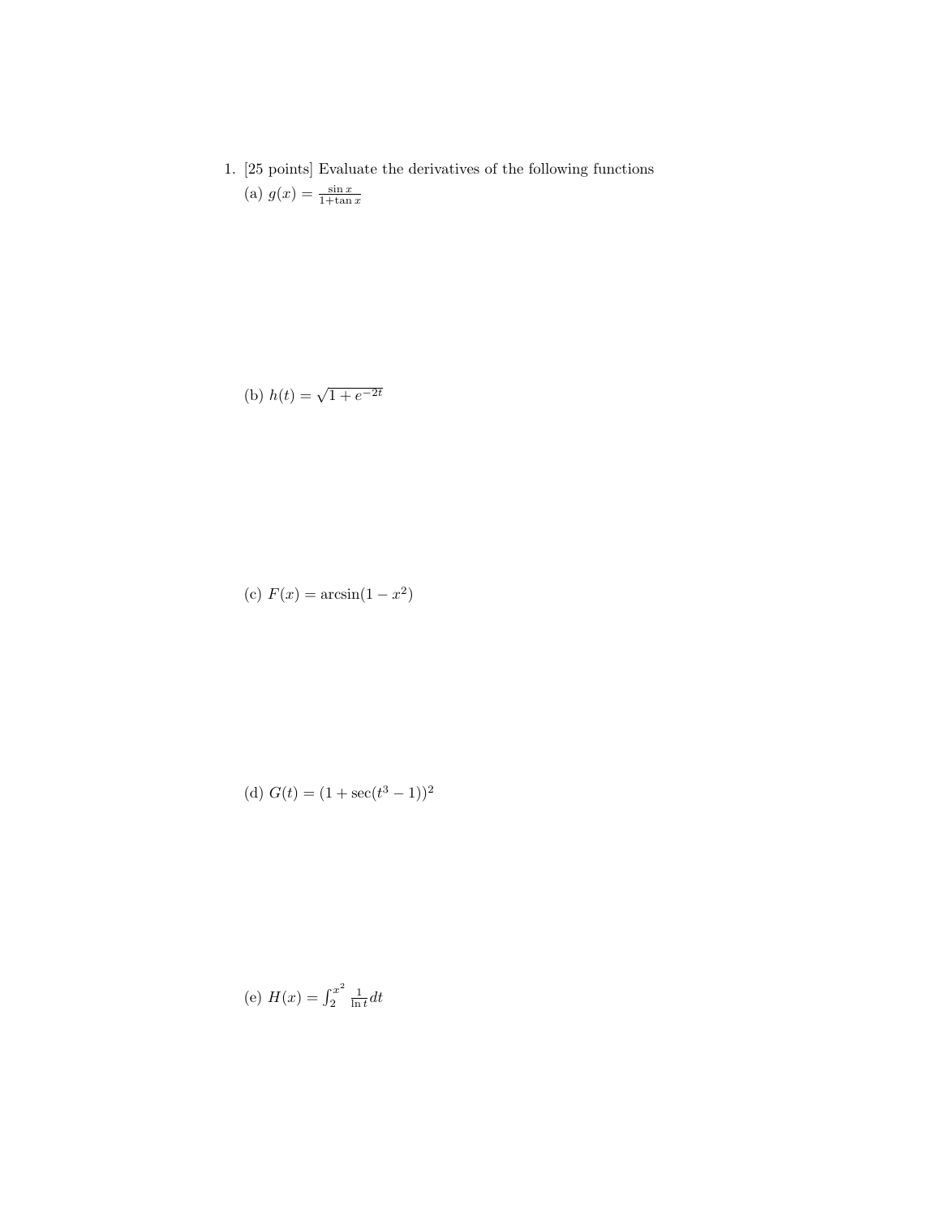1. [25 points] Evaluate the derivatives of the following functions

   (a) $g(x) = \frac{\sin x}{1+\tan x}$

   (b) $h(t) = \sqrt{1 + e^{-2t}}$

   (c) $F(x) = \arcsin(1 - x^2)$

   (d) $G(t) = (1 + \sec(t^3 - 1))^2$

   (e) $H(x) = \int_2^{x^2} \frac{1}{\ln t} dt$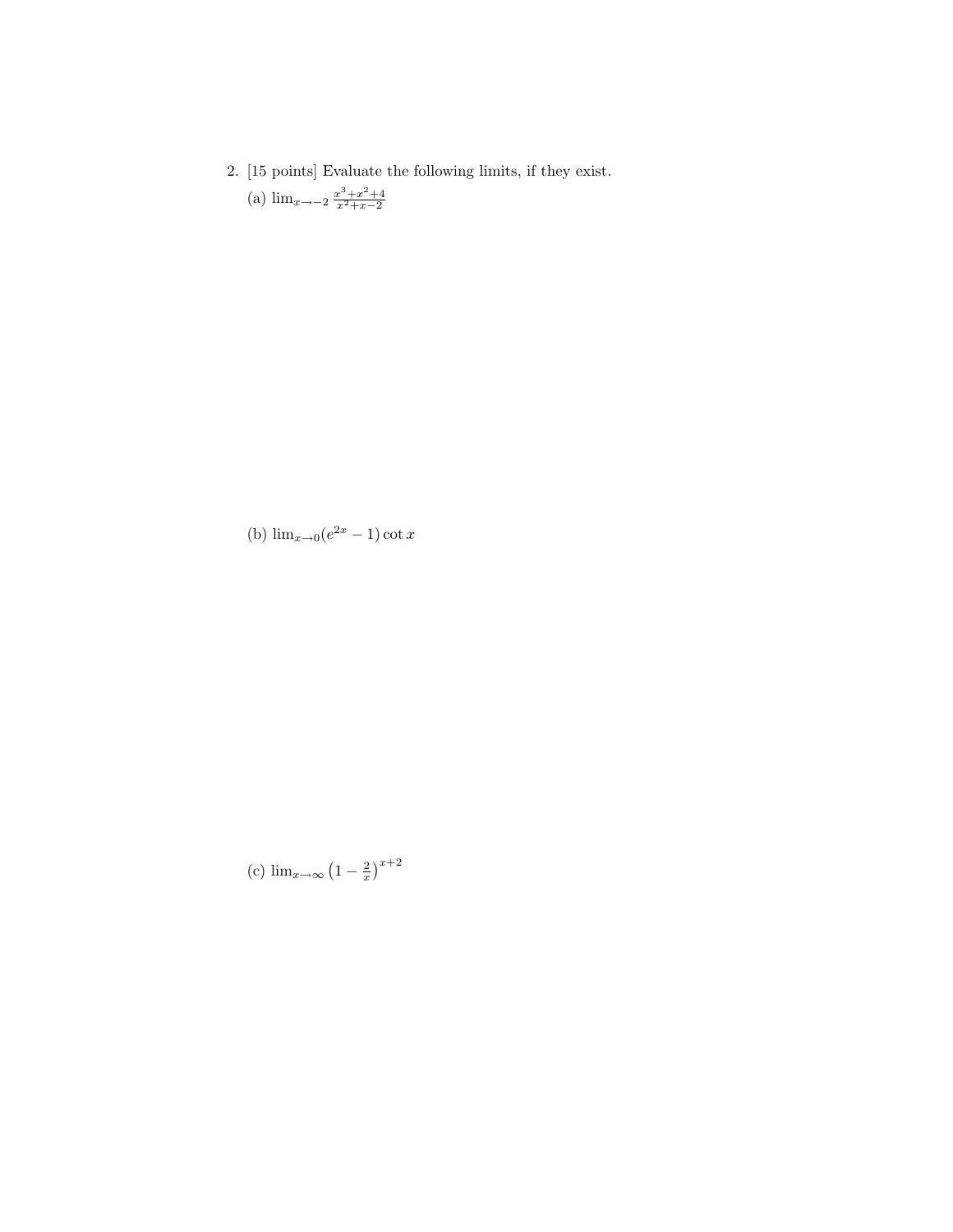2. [15 points] Evaluate the following limits, if they exist.

(a) $\lim_{x\to -2} \frac{x^3+x^2+4}{x^2+x-2}$

(b) $\lim_{x\to 0}(e^{2x}-1)\cot x$

(c) $\lim_{x\to\infty} \left(1-\frac{2}{x}\right)^{x+2}$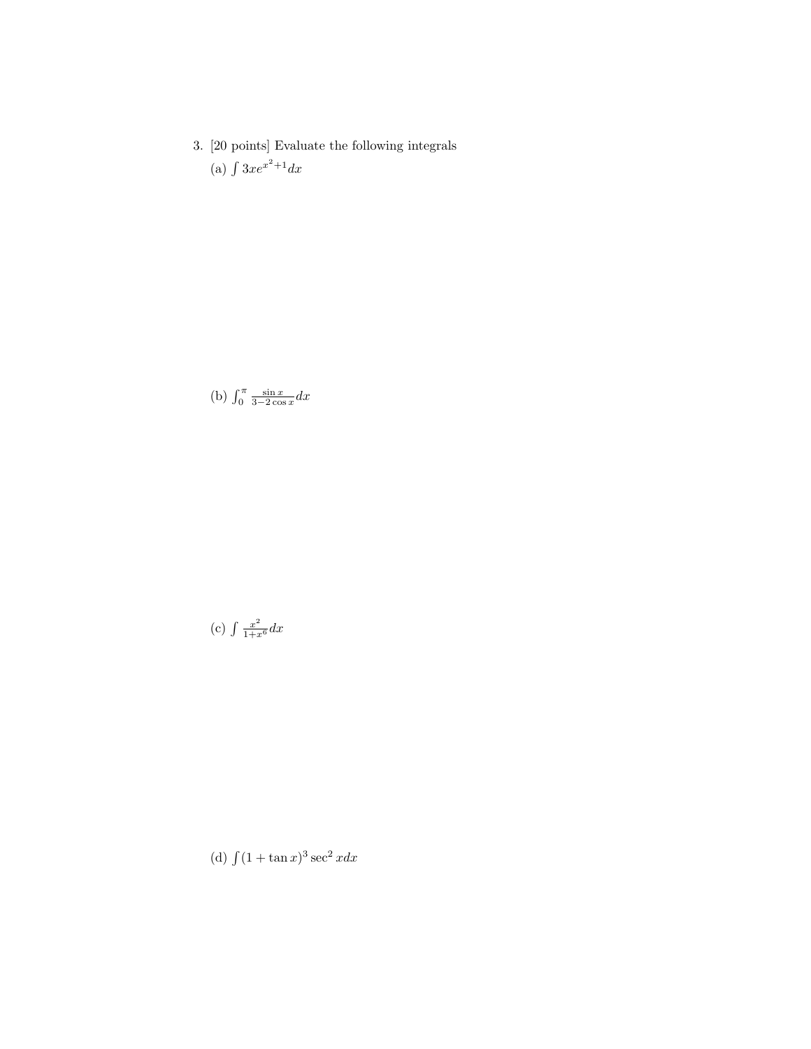3. [20 points] Evaluate the following integrals

(a) $\int 3xe^{x^2+1}dx$

(b) $\int_0^\pi \frac{\sin x}{3-2\cos x}dx$

(c) $\int \frac{x^2}{1+x^6}dx$

(d) $\int (1+\tan x)^3 \sec^2 x dx$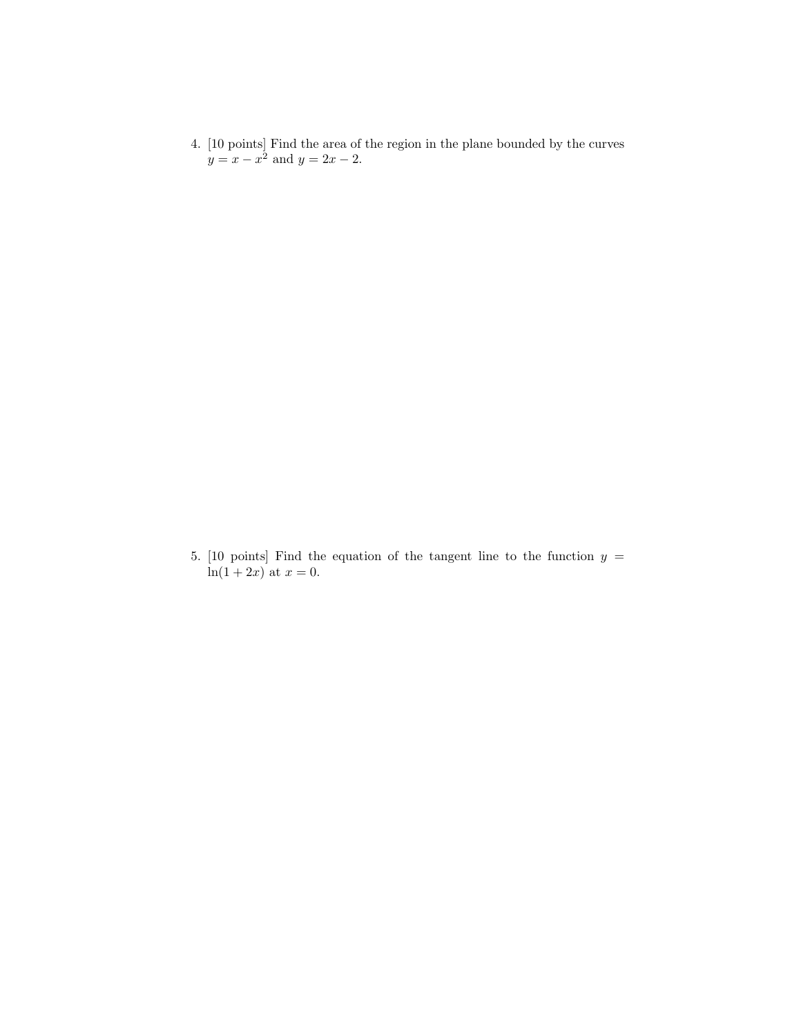4. [10 points] Find the area of the region in the plane bounded by the curves $y = x - x^2$ and $y = 2x - 2$.

5. [10 points] Find the equation of the tangent line to the function $y = \ln(1 + 2x)$ at $x = 0$.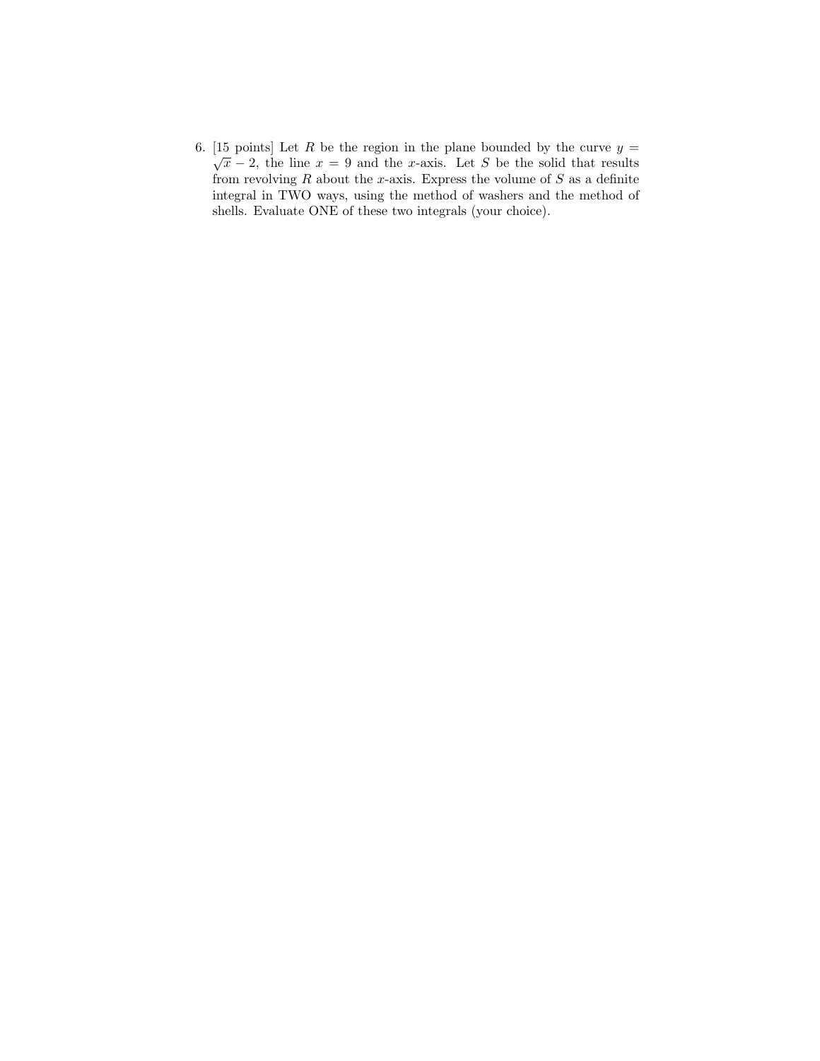6. [15 points] Let $R$ be the region in the plane bounded by the curve $y = \sqrt{x} - 2$, the line $x = 9$ and the $x$-axis. Let $S$ be the solid that results from revolving $R$ about the $x$-axis. Express the volume of $S$ as a definite integral in TWO ways, using the method of washers and the method of shells. Evaluate ONE of these two integrals (your choice).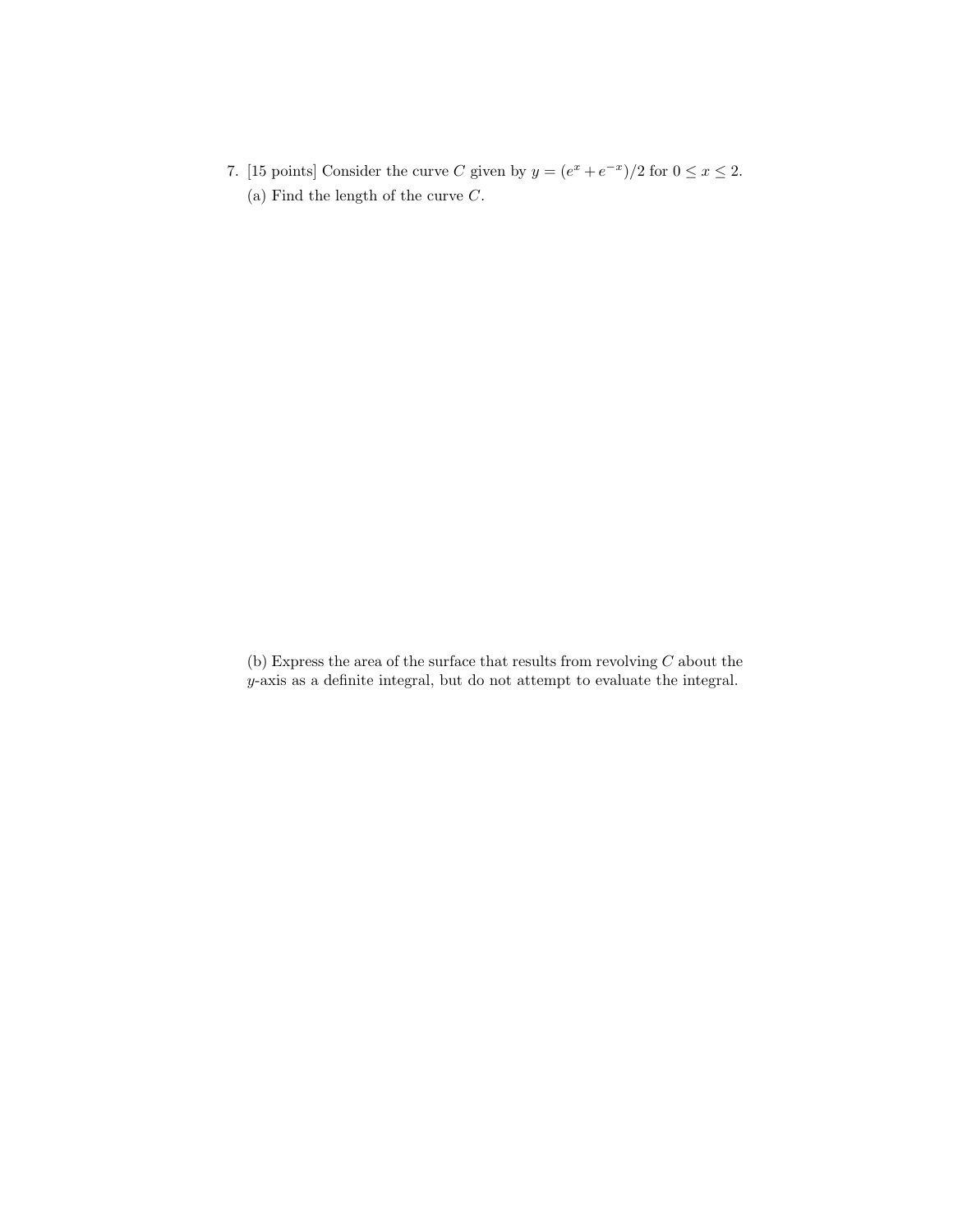7. [15 points] Consider the curve $C$ given by $y = (e^x + e^{-x})/2$ for $0 \leq x \leq 2$.

(a) Find the length of the curve $C$.

(b) Express the area of the surface that results from revolving $C$ about the $y$-axis as a definite integral, but do not attempt to evaluate the integral.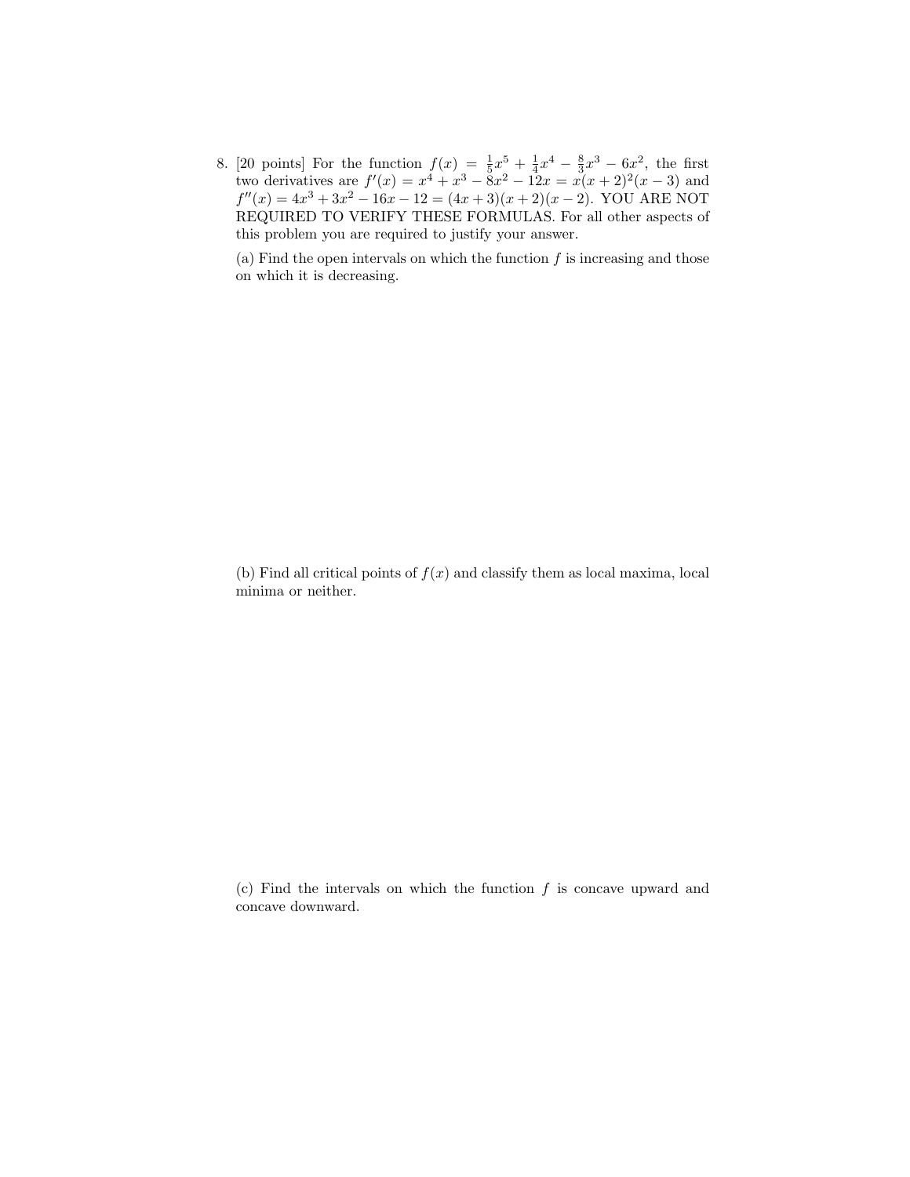8. [20 points] For the function $f(x) = \frac{1}{5}x^5 + \frac{1}{4}x^4 - \frac{8}{3}x^3 - 6x^2$, the first two derivatives are $f'(x) = x^4 + x^3 - 8x^2 - 12x = x(x+2)^2(x-3)$ and $f''(x) = 4x^3 + 3x^2 - 16x - 12 = (4x+3)(x+2)(x-2)$. YOU ARE NOT REQUIRED TO VERIFY THESE FORMULAS. For all other aspects of this problem you are required to justify your answer.

(a) Find the open intervals on which the function $f$ is increasing and those on which it is decreasing.

(b) Find all critical points of $f(x)$ and classify them as local maxima, local minima or neither.

(c) Find the intervals on which the function $f$ is concave upward and concave downward.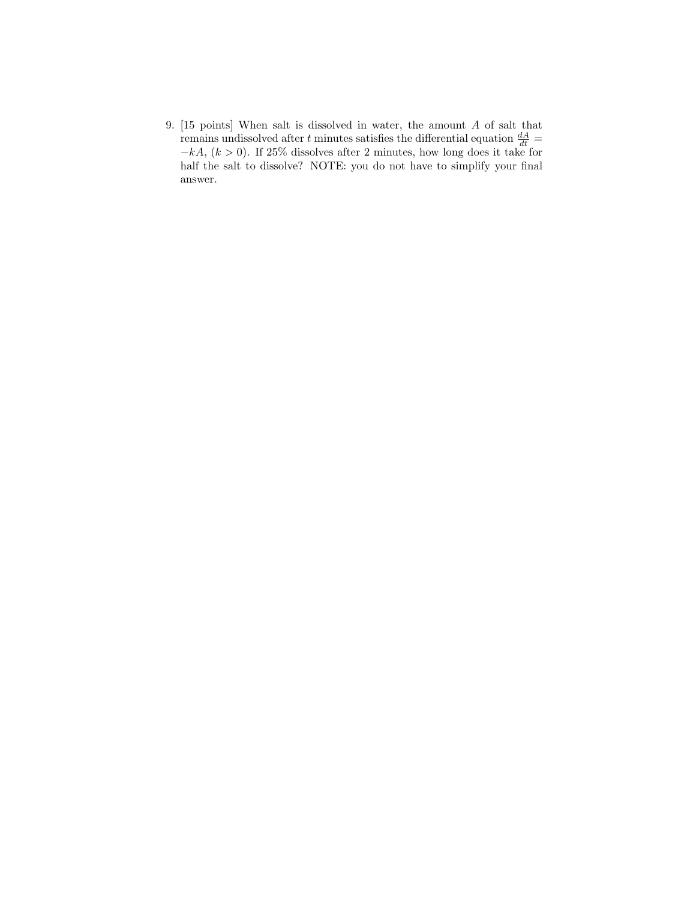9. [15 points] When salt is dissolved in water, the amount $A$ of salt that remains undissolved after $t$ minutes satisfies the differential equation $\frac{dA}{dt} = -kA$, $(k > 0)$. If 25% dissolves after 2 minutes, how long does it take for half the salt to dissolve? NOTE: you do not have to simplify your final answer.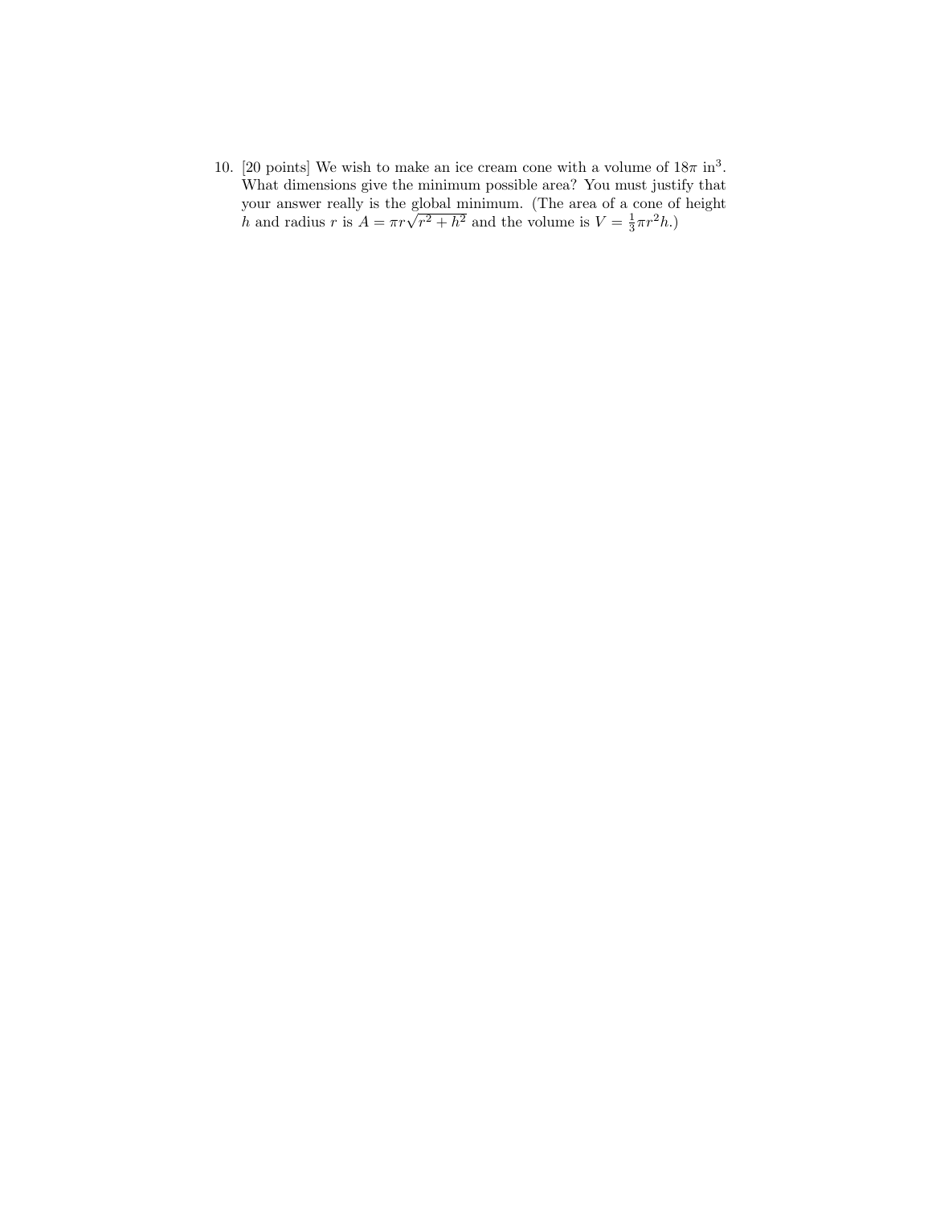10. [20 points] We wish to make an ice cream cone with a volume of $18\pi$ in$^3$. What dimensions give the minimum possible area? You must justify that your answer really is the global minimum. (The area of a cone of height $h$ and radius $r$ is $A = \pi r\sqrt{r^2 + h^2}$ and the volume is $V = \frac{1}{3}\pi r^2 h$.)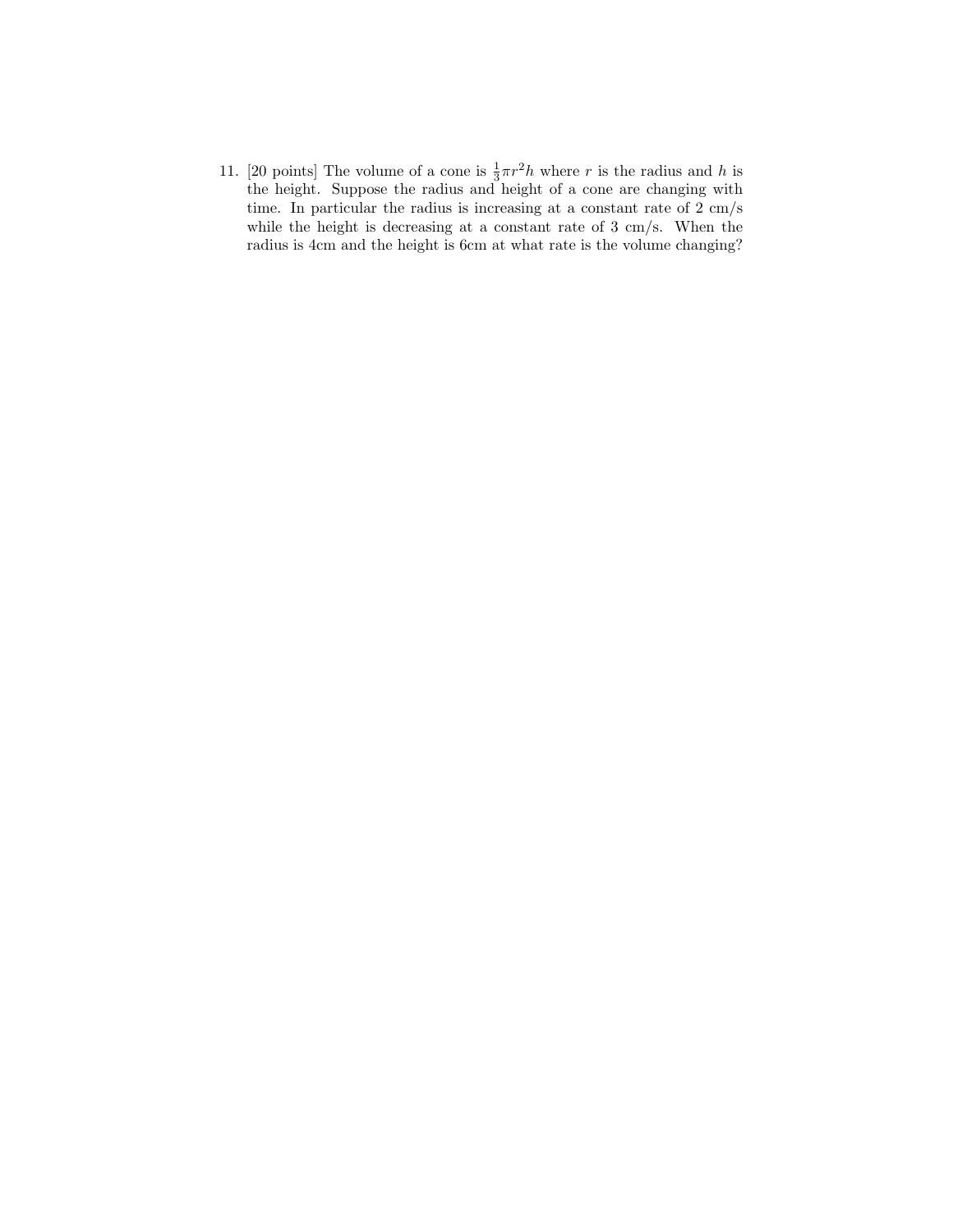11. [20 points] The volume of a cone is $\frac{1}{3}\pi r^2 h$ where $r$ is the radius and $h$ is the height. Suppose the radius and height of a cone are changing with time. In particular the radius is increasing at a constant rate of 2 cm/s while the height is decreasing at a constant rate of 3 cm/s. When the radius is 4cm and the height is 6cm at what rate is the volume changing?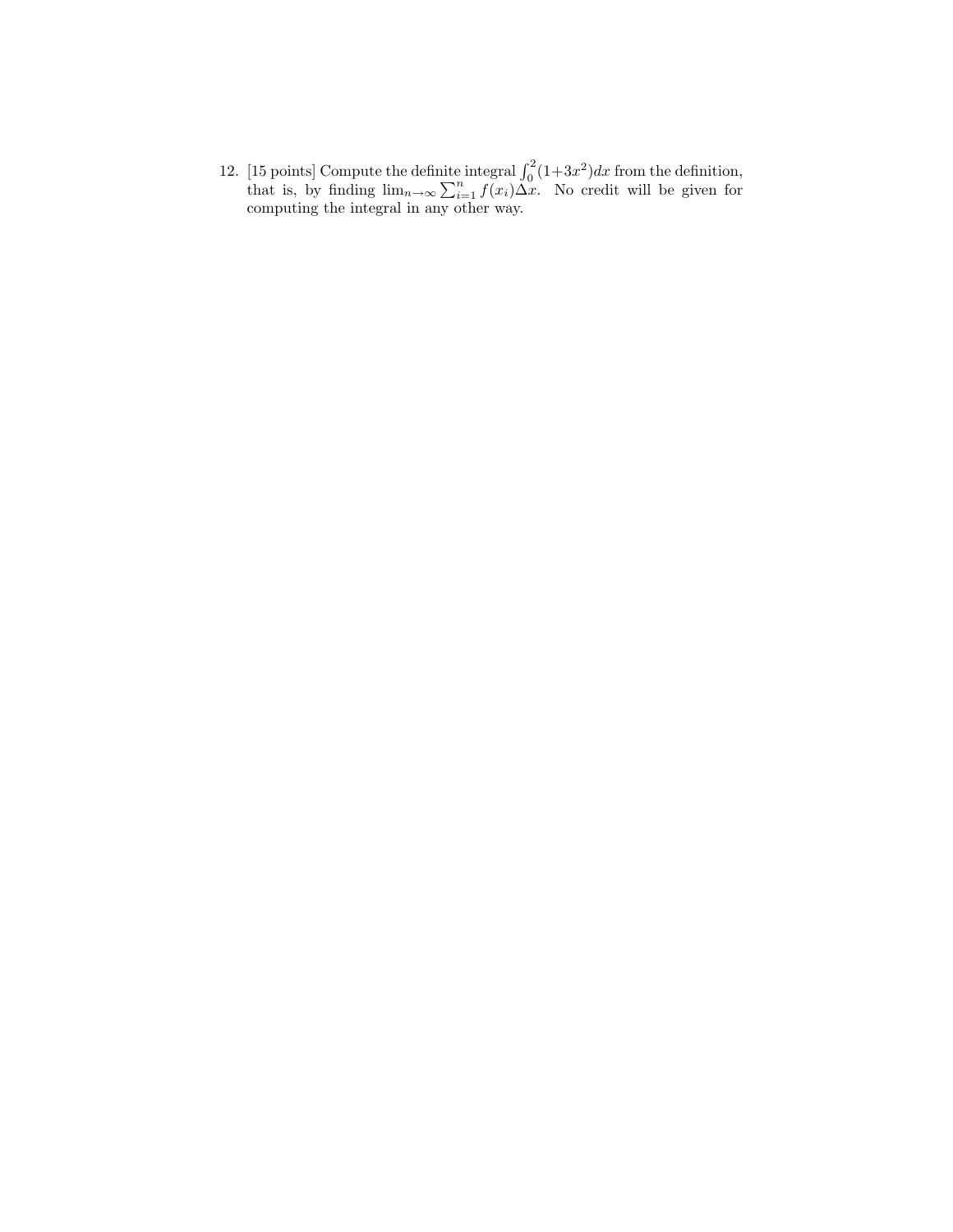12. [15 points] Compute the definite integral $\int_0^2 (1+3x^2)dx$ from the definition, that is, by finding $\lim_{n\to\infty} \sum_{i=1}^{n} f(x_i)\Delta x$. No credit will be given for computing the integral in any other way.